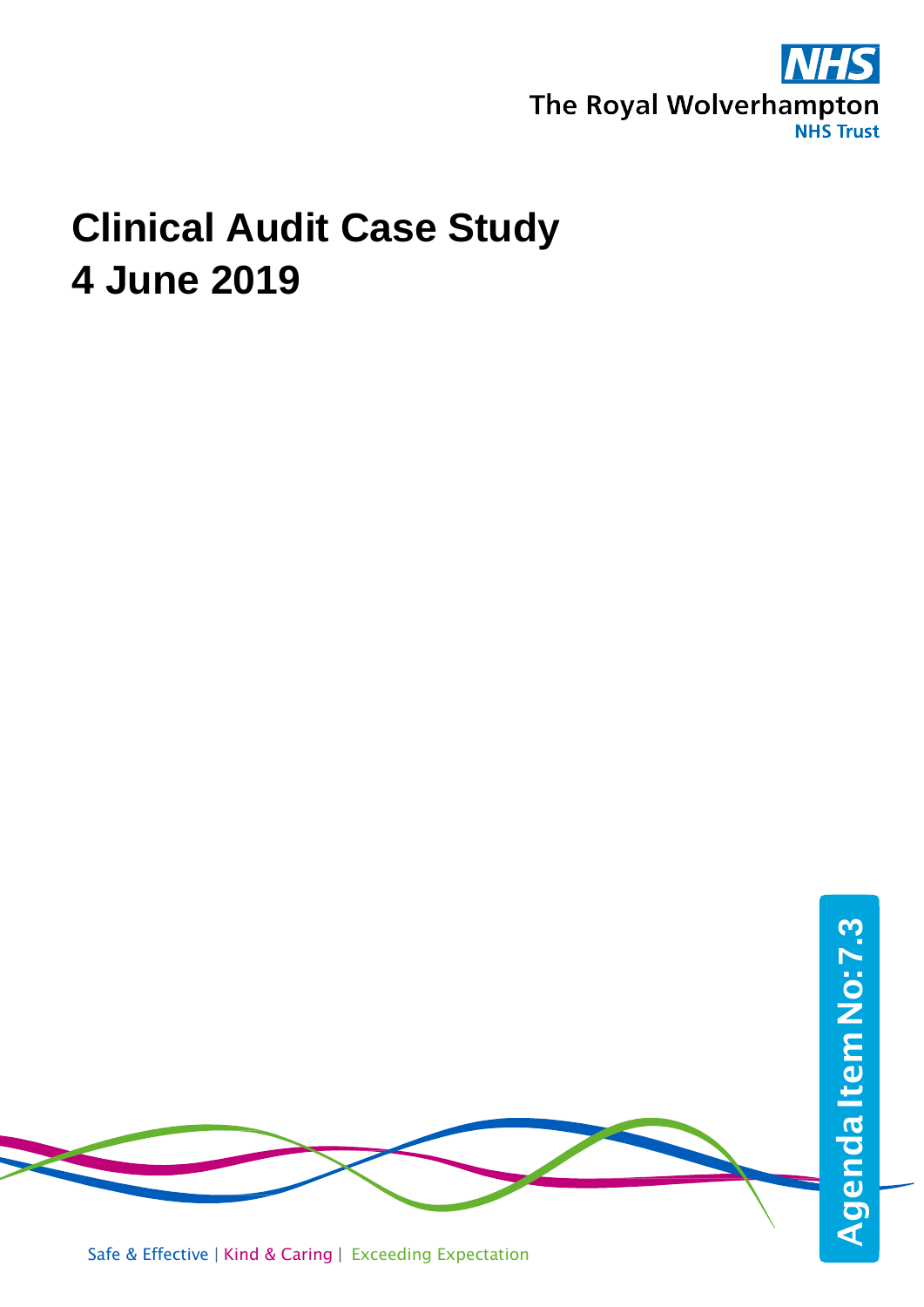The Royal Wolverhampton NHS Trust

# Clinical Audit Case Study
# 4 June 2019

Agenda Item No: 7.3

Safe & Effective | Kind & Caring | Exceeding Expectation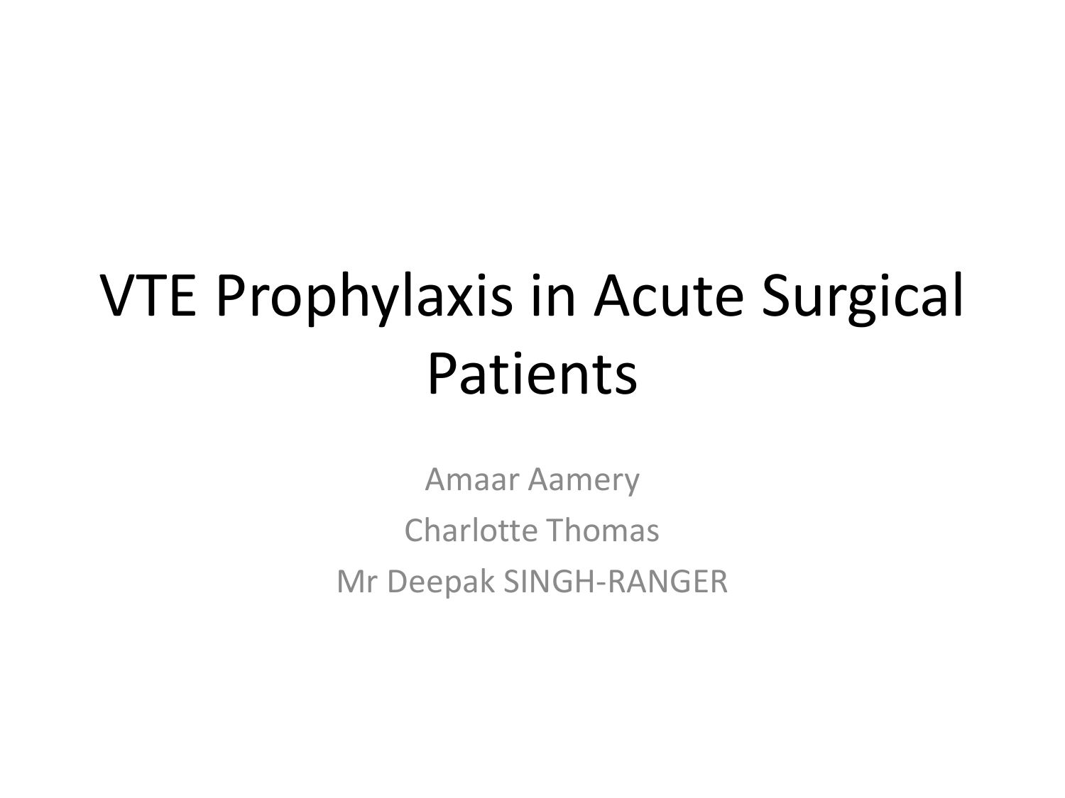# VTE Prophylaxis in Acute Surgical Patients

Amaar Aamery

Charlotte Thomas

Mr Deepak SINGH-RANGER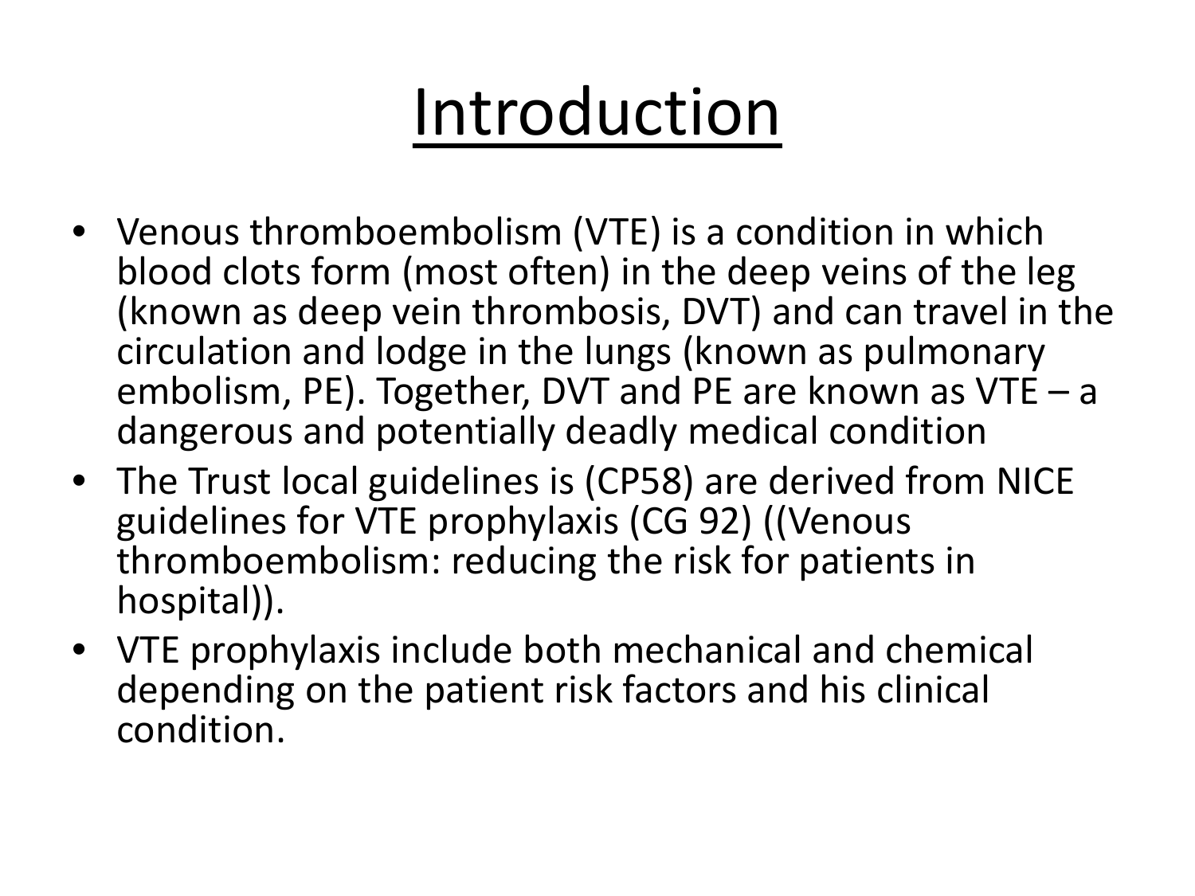# Introduction

- Venous thromboembolism (VTE) is a condition in which blood clots form (most often) in the deep veins of the leg (known as deep vein thrombosis, DVT) and can travel in the circulation and lodge in the lungs (known as pulmonary embolism, PE). Together, DVT and PE are known as VTE – a dangerous and potentially deadly medical condition
- The Trust local guidelines is (CP58) are derived from NICE guidelines for VTE prophylaxis (CG 92) ((Venous thromboembolism: reducing the risk for patients in hospital)).
- VTE prophylaxis include both mechanical and chemical depending on the patient risk factors and his clinical condition.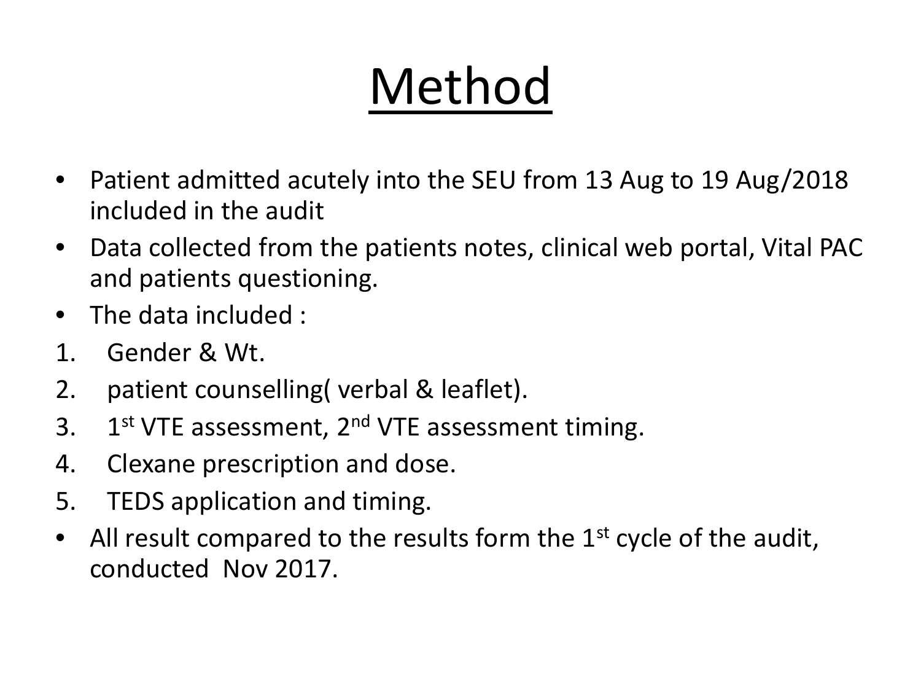# Method

- Patient admitted acutely into the SEU from 13 Aug to 19 Aug/2018 included in the audit
- Data collected from the patients notes, clinical web portal, Vital PAC and patients questioning.
- The data included :

1. Gender & Wt.
2. patient counselling( verbal & leaflet).
3. 1st VTE assessment, 2nd VTE assessment timing.
4. Clexane prescription and dose.
5. TEDS application and timing.

- All result compared to the results form the 1st cycle of the audit, conducted Nov 2017.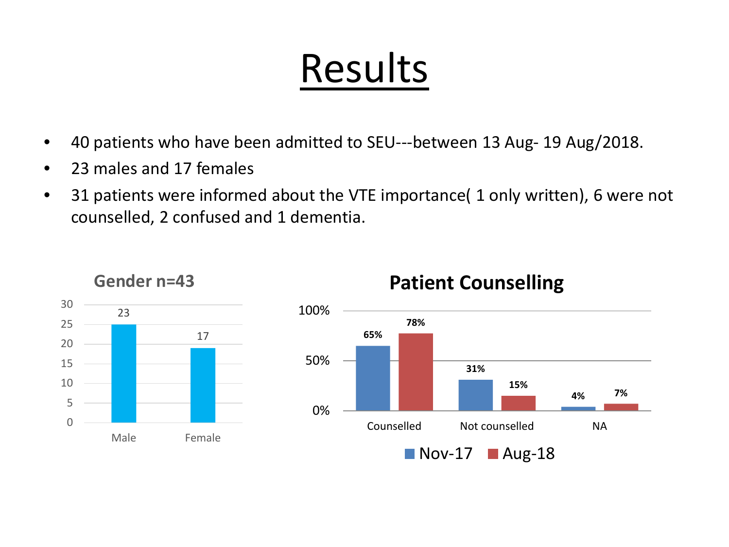# Results

- 40 patients who have been admitted to SEU---between 13 Aug- 19 Aug/2018.
- 23 males and 17 females
- 31 patients were informed about the VTE importance( 1 only written), 6 were not counselled, 2 confused and 1 dementia.

**Gender n=43**

| | Count |
| --- | --- |
| Male | 23 |
| Female | 17 |

**Patient Counselling**

| | Nov-17 | Aug-18 |
| --- | --- | --- |
| Counselled | 65% | 78% |
| Not counselled | 31% | 15% |
| NA | 4% | 7% |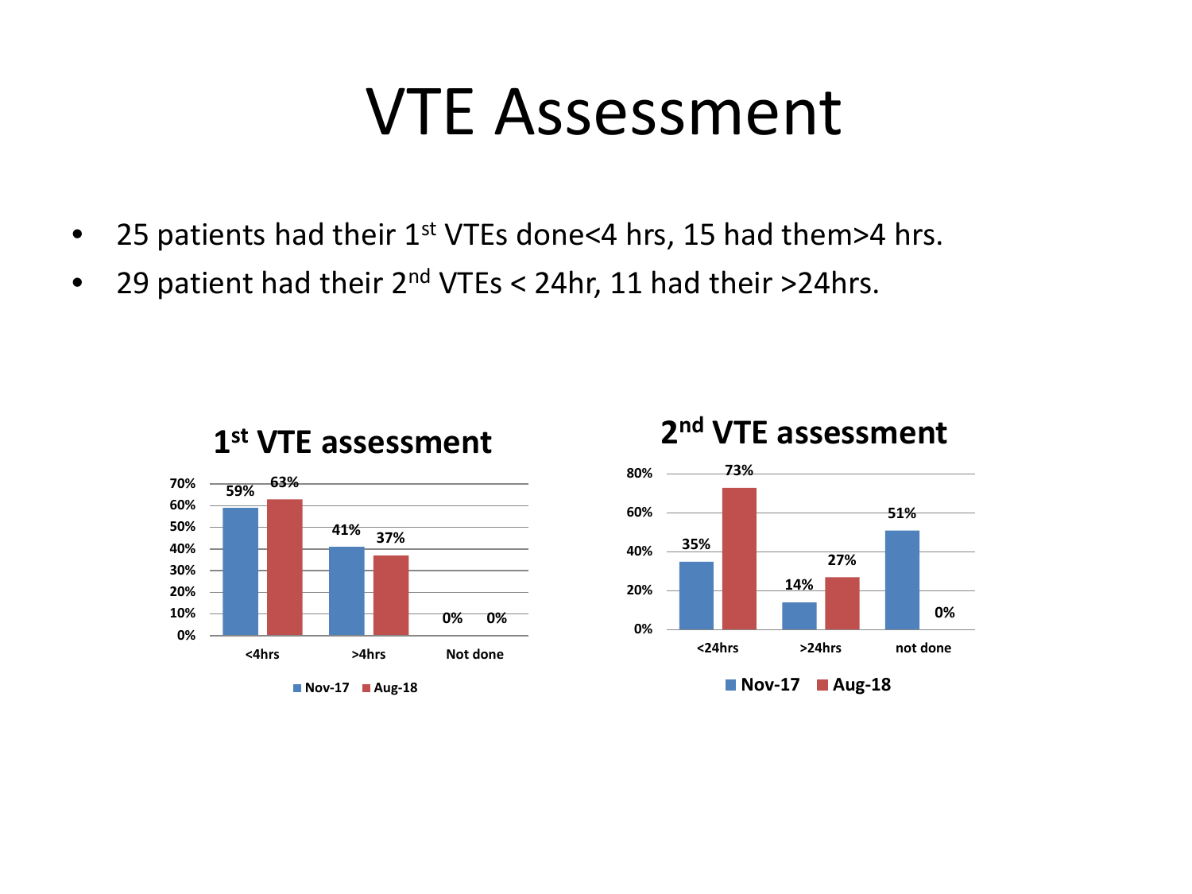# VTE Assessment

- 25 patients had their 1st VTEs done<4 hrs, 15 had them>4 hrs.
- 29 patient had their 2nd VTEs < 24hr, 11 had their >24hrs.

**1st VTE assessment**

|  | <4hrs | >4hrs | Not done |
|---|---|---|---|
| Nov-17 | 59% | 41% | 0% |
| Aug-18 | 63% | 37% | 0% |

**2nd VTE assessment**

|  | <24hrs | >24hrs | not done |
|---|---|---|---|
| Nov-17 | 35% | 14% | 51% |
| Aug-18 | 73% | 27% | 0% |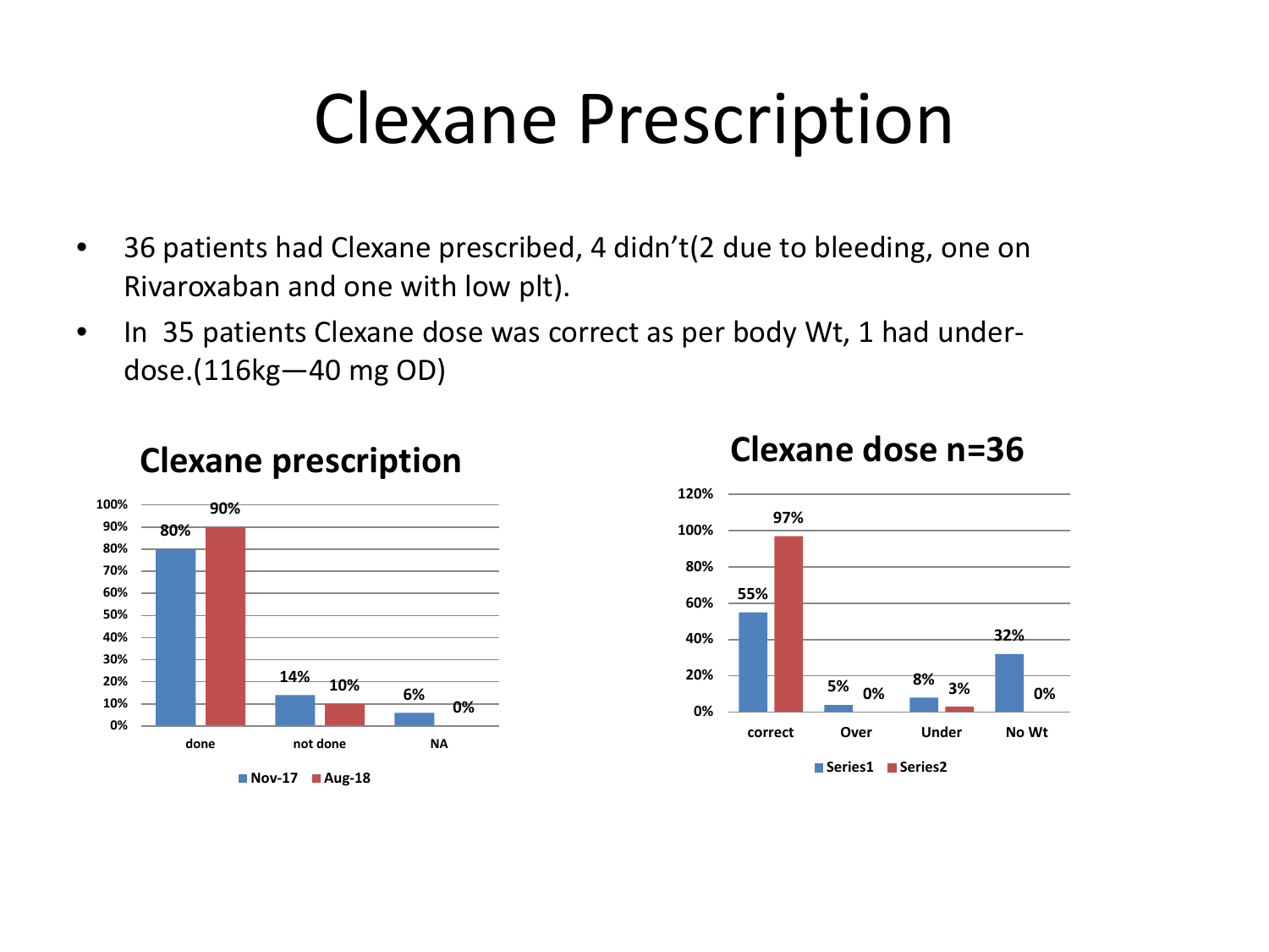# Clexane Prescription

- 36 patients had Clexane prescribed, 4 didn't(2 due to bleeding, one on Rivaroxaban and one with low plt).
- In 35 patients Clexane dose was correct as per body Wt, 1 had under-dose.(116kg—40 mg OD)

### Clexane prescription

| | Nov-17 | Aug-18 |
|---|---|---|
| done | 80% | 90% |
| not done | 14% | 10% |
| NA | 6% | 0% |

### Clexane dose n=36

| | Series1 | Series2 |
|---|---|---|
| correct | 55% | 97% |
| Over | 5% | 0% |
| Under | 8% | 3% |
| No Wt | 32% | 0% |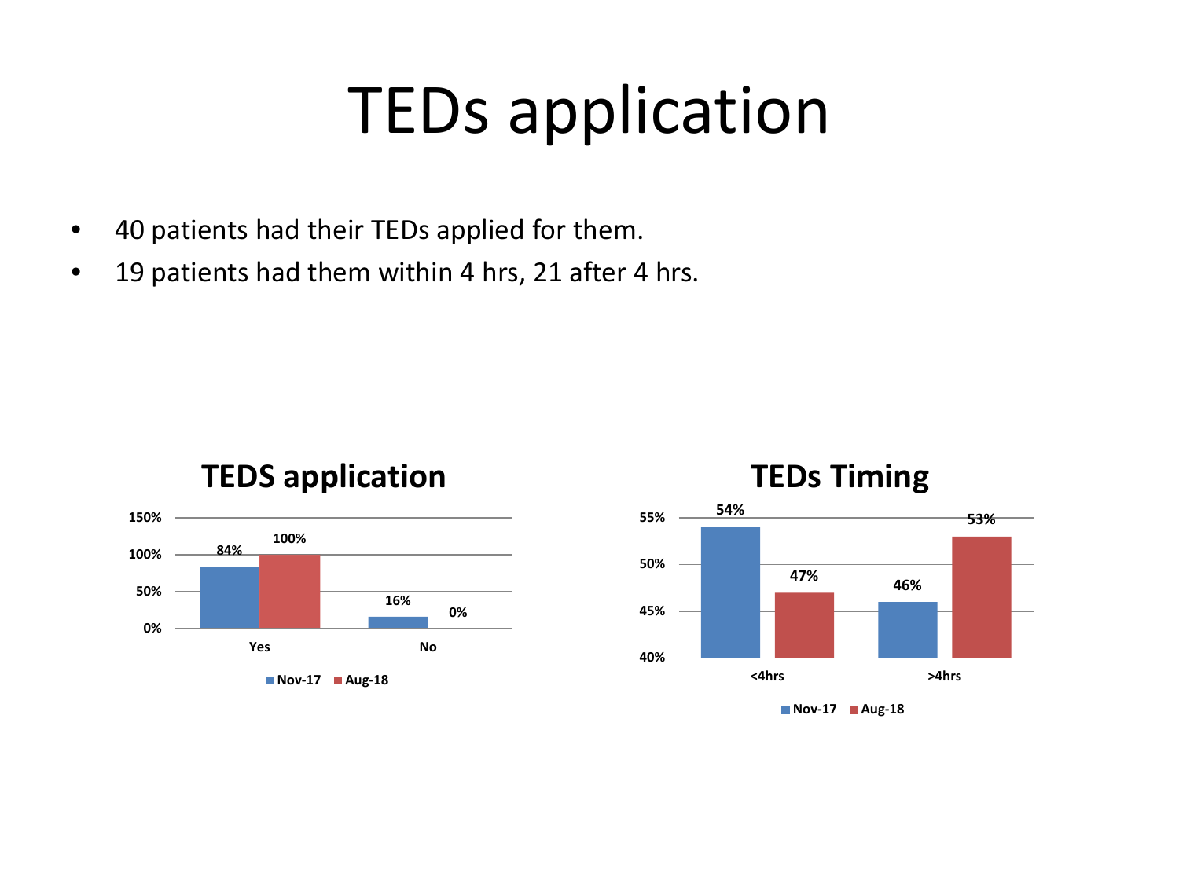# TEDs application

- 40 patients had their TEDs applied for them.
- 19 patients had them within 4 hrs, 21 after 4 hrs.

**TEDS application**

| | Nov-17 | Aug-18 |
|---|---|---|
| Yes | 84% | 100% |
| No | 16% | 0% |

**TEDs Timing**

| | Nov-17 | Aug-18 |
|---|---|---|
| <4hrs | 54% | 47% |
| >4hrs | 46% | 53% |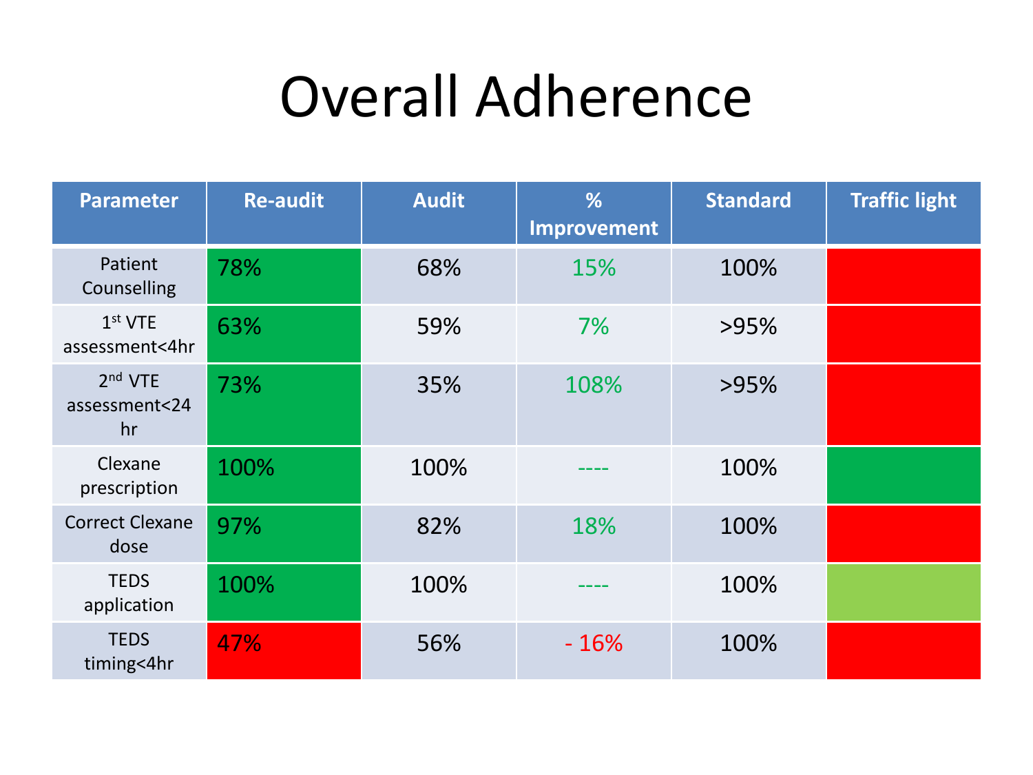# Overall Adherence

| Parameter | Re-audit | Audit | % Improvement | Standard | Traffic light |
|---|---|---|---|---|---|
| Patient Counselling | 78% | 68% | 15% | 100% | |
| 1st VTE assessment<4hr | 63% | 59% | 7% | >95% | |
| 2nd VTE assessment<24 hr | 73% | 35% | 108% | >95% | |
| Clexane prescription | 100% | 100% | ---- | 100% | |
| Correct Clexane dose | 97% | 82% | 18% | 100% | |
| TEDS application | 100% | 100% | ---- | 100% | |
| TEDS timing<4hr | 47% | 56% | - 16% | 100% | |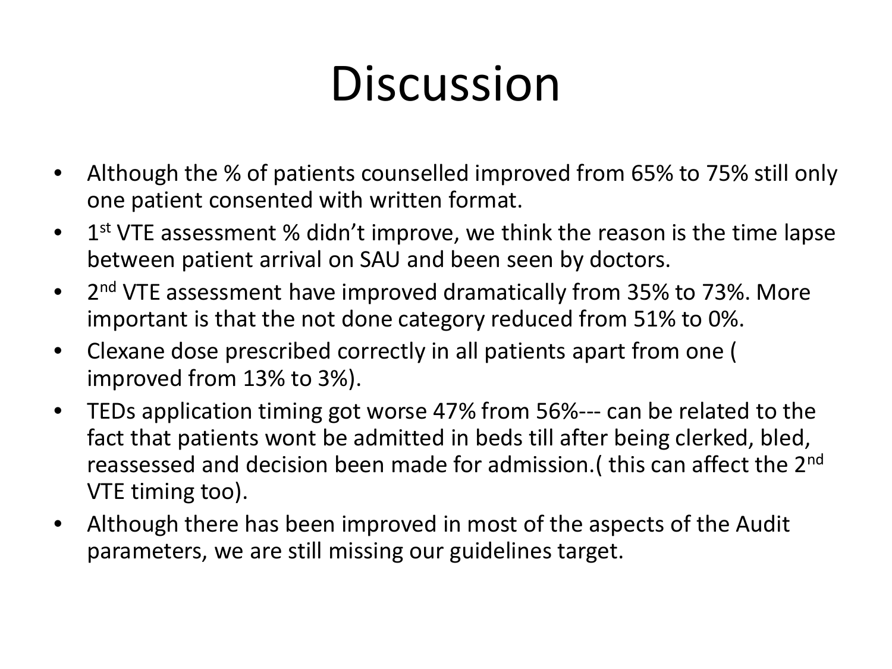# Discussion

- Although the % of patients counselled improved from 65% to 75% still only one patient consented with written format.
- 1st VTE assessment % didn't improve, we think the reason is the time lapse between patient arrival on SAU and been seen by doctors.
- 2nd VTE assessment have improved dramatically from 35% to 73%. More important is that the not done category reduced from 51% to 0%.
- Clexane dose prescribed correctly in all patients apart from one ( improved from 13% to 3%).
- TEDs application timing got worse 47% from 56%--- can be related to the fact that patients wont be admitted in beds till after being clerked, bled, reassessed and decision been made for admission.( this can affect the 2nd VTE timing too).
- Although there has been improved in most of the aspects of the Audit parameters, we are still missing our guidelines target.